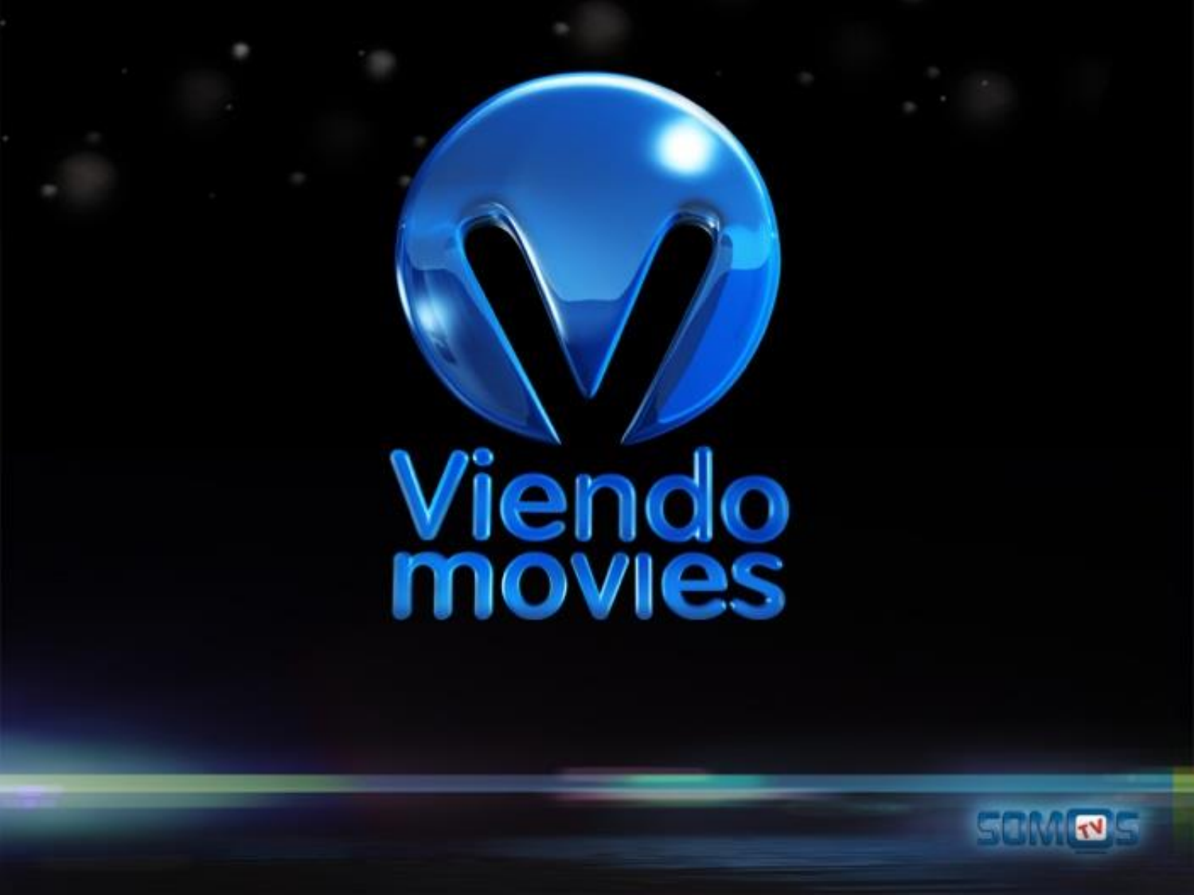# Viendo movies

SOMOS TV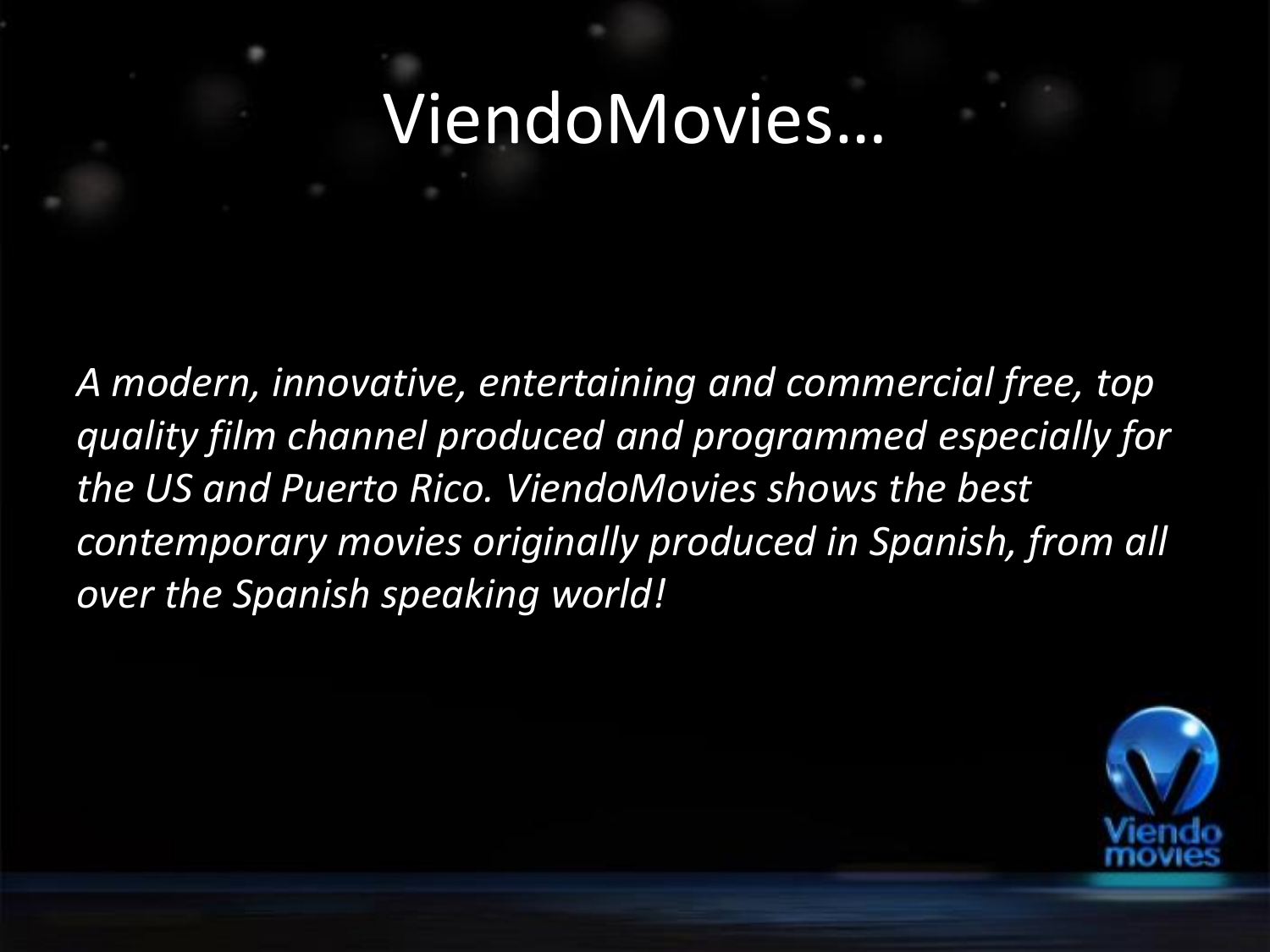# ViendoMovies…

*A modern, innovative, entertaining and commercial free, top quality film channel produced and programmed especially for the US and Puerto Rico. ViendoMovies shows the best contemporary movies originally produced in Spanish, from all over the Spanish speaking world!*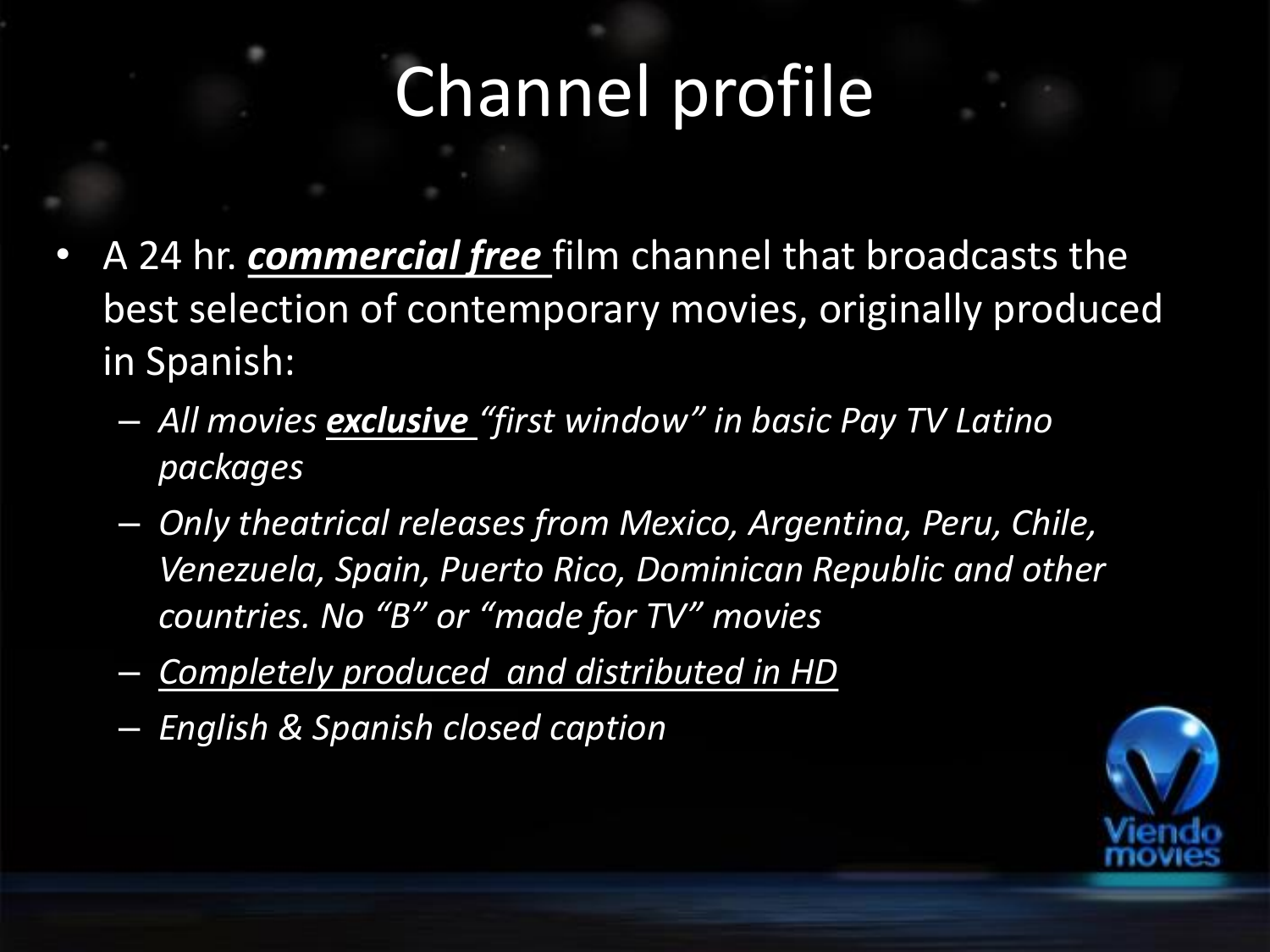# Channel profile

- A 24 hr. ***commercial free*** film channel that broadcasts the best selection of contemporary movies, originally produced in Spanish:
  - *All movies **exclusive** "first window" in basic Pay TV Latino packages*
  - *Only theatrical releases from Mexico, Argentina, Peru, Chile, Venezuela, Spain, Puerto Rico, Dominican Republic and other countries. No "B" or "made for TV" movies*
  - *Completely produced and distributed in HD*
  - *English & Spanish closed caption*

Viendo movies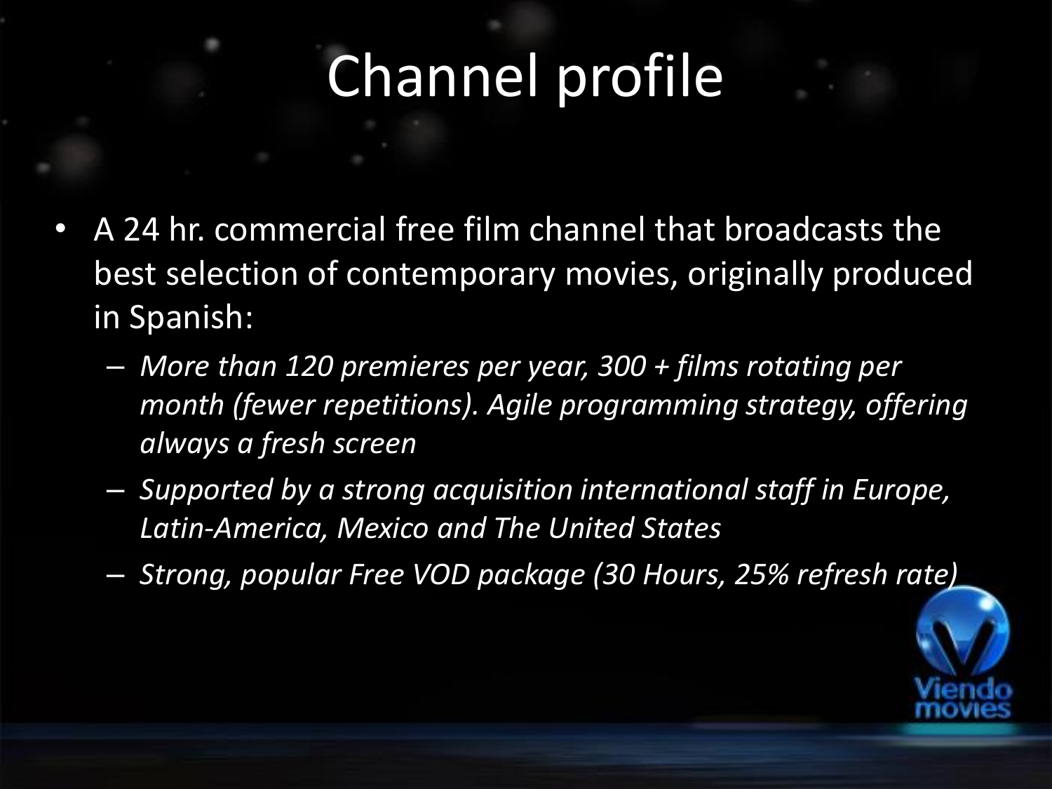# Channel profile

- A 24 hr. commercial free film channel that broadcasts the best selection of contemporary movies, originally produced in Spanish:
  - *More than 120 premieres per year, 300 + films rotating per month (fewer repetitions). Agile programming strategy, offering always a fresh screen*
  - *Supported by a strong acquisition international staff in Europe, Latin-America, Mexico and The United States*
  - *Strong, popular Free VOD package (30 Hours, 25% refresh rate)*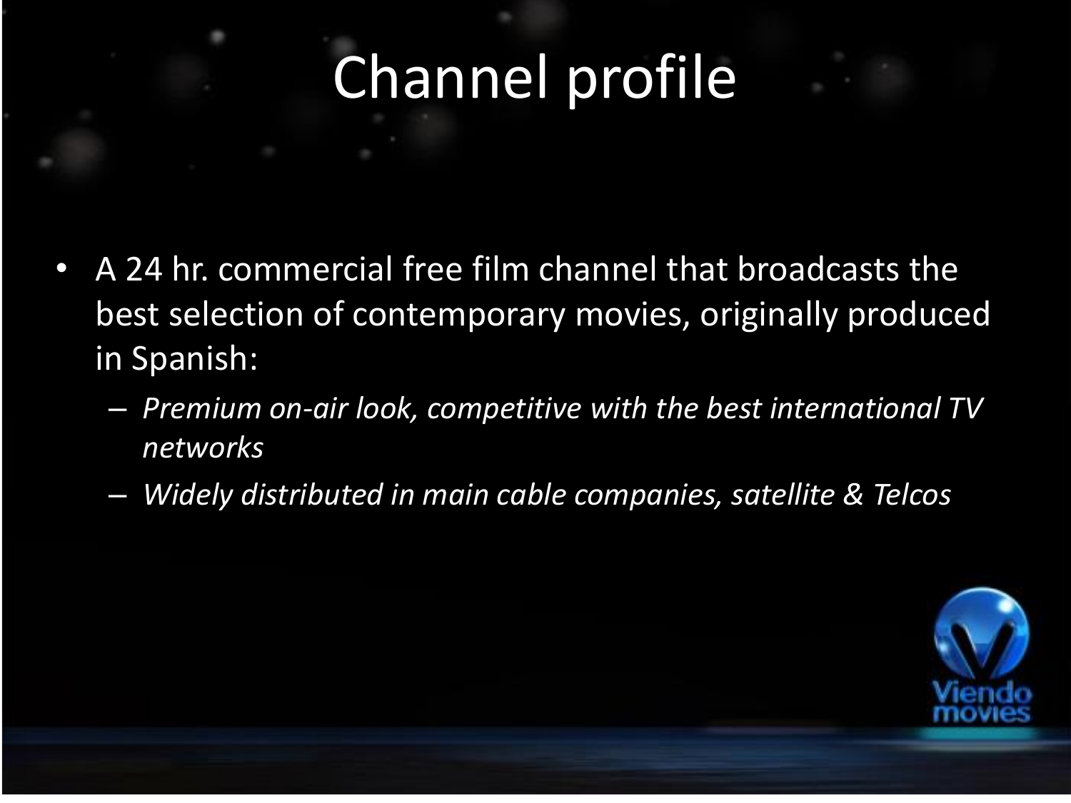# Channel profile

- A 24 hr. commercial free film channel that broadcasts the best selection of contemporary movies, originally produced in Spanish:
  - *Premium on-air look, competitive with the best international TV networks*
  - *Widely distributed in main cable companies, satellite & Telcos*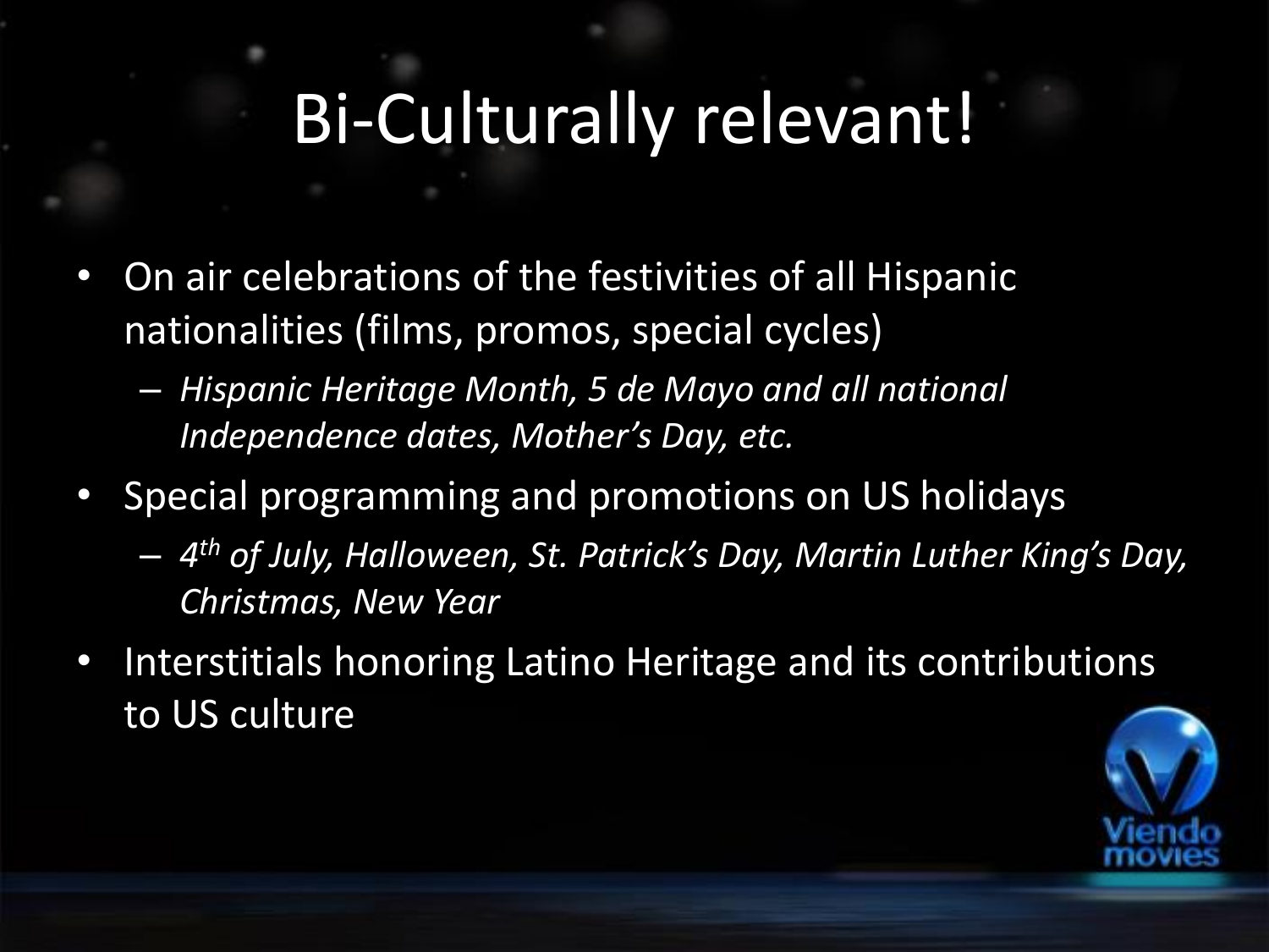# Bi-Culturally relevant!

- On air celebrations of the festivities of all Hispanic nationalities (films, promos, special cycles)
  - *Hispanic Heritage Month, 5 de Mayo and all national Independence dates, Mother's Day, etc.*
- Special programming and promotions on US holidays
  - *4th of July, Halloween, St. Patrick's Day, Martin Luther King's Day, Christmas, New Year*
- Interstitials honoring Latino Heritage and its contributions to US culture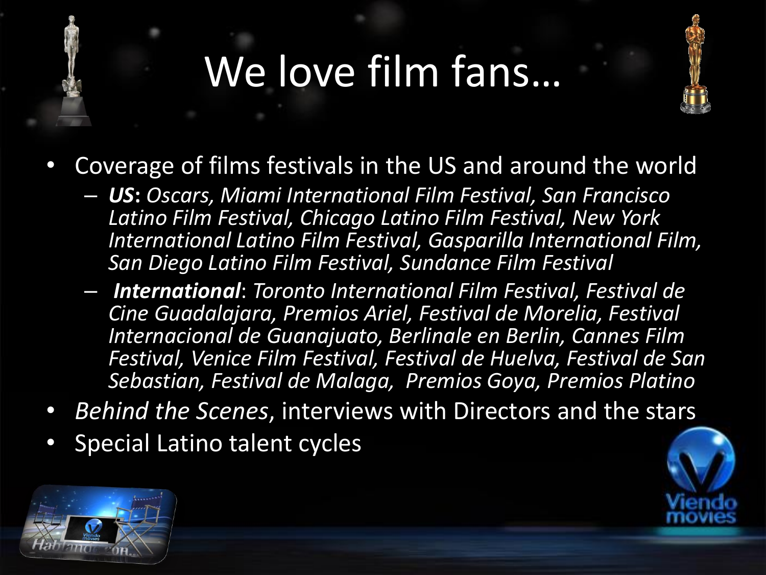# We love film fans…

- Coverage of films festivals in the US and around the world
  - ***US***: *Oscars, Miami International Film Festival, San Francisco Latino Film Festival, Chicago Latino Film Festival, New York International Latino Film Festival, Gasparilla International Film, San Diego Latino Film Festival, Sundance Film Festival*
  - ***International***: *Toronto International Film Festival, Festival de Cine Guadalajara, Premios Ariel, Festival de Morelia, Festival Internacional de Guanajuato, Berlinale en Berlin, Cannes Film Festival, Venice Film Festival, Festival de Huelva, Festival de San Sebastian, Festival de Malaga, Premios Goya, Premios Platino*
- *Behind the Scenes*, interviews with Directors and the stars
- Special Latino talent cycles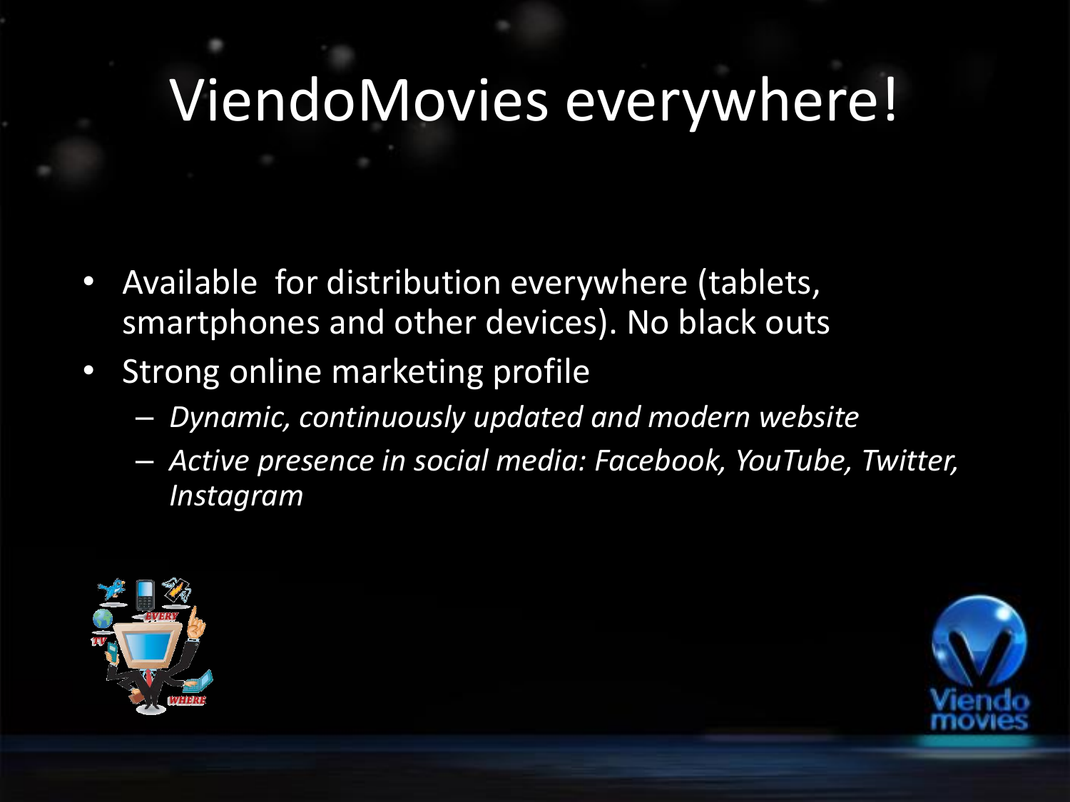# ViendoMovies everywhere!

- Available for distribution everywhere (tablets, smartphones and other devices). No black outs
- Strong online marketing profile
  - *Dynamic, continuously updated and modern website*
  - *Active presence in social media: Facebook, YouTube, Twitter, Instagram*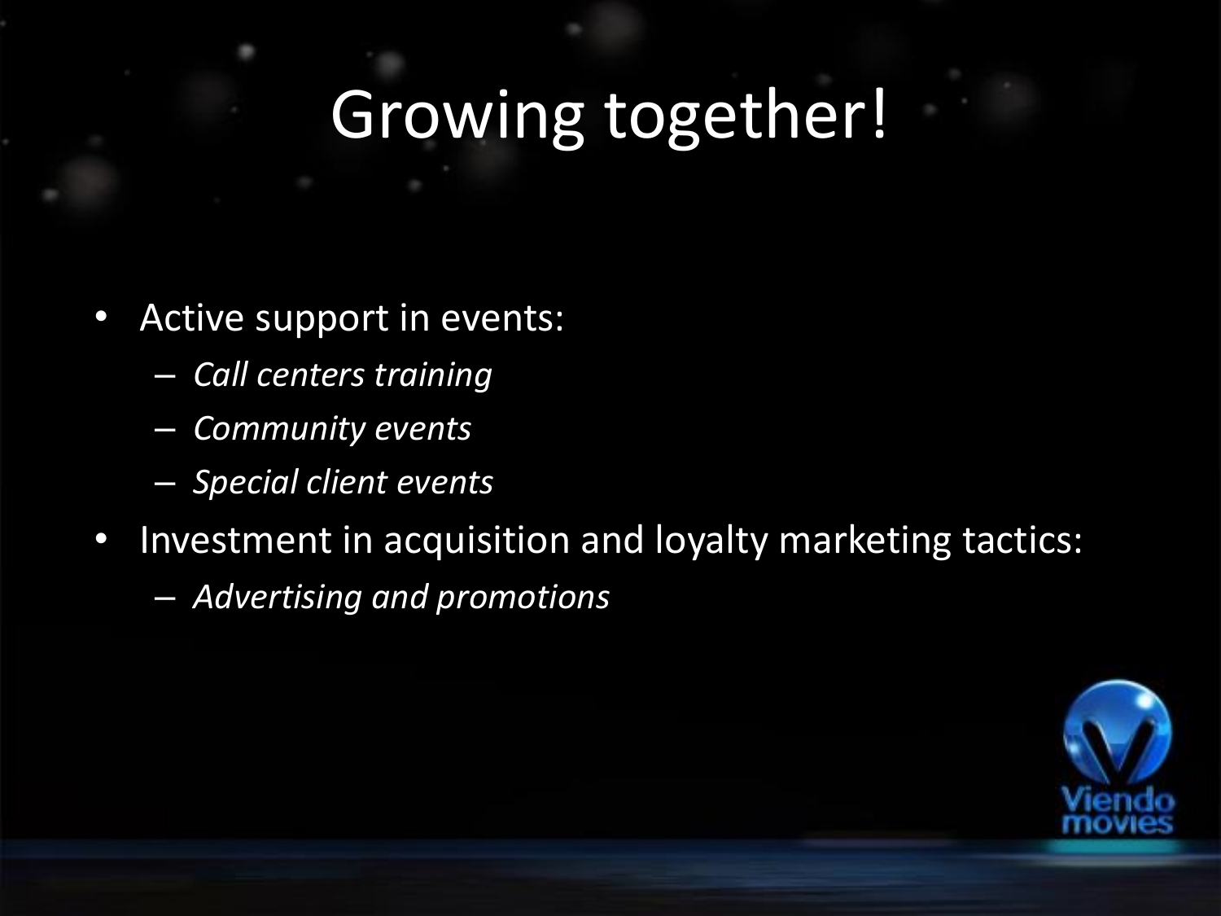# Growing together!

- Active support in events:
  - *Call centers training*
  - *Community events*
  - *Special client events*
- Investment in acquisition and loyalty marketing tactics:
  - *Advertising and promotions*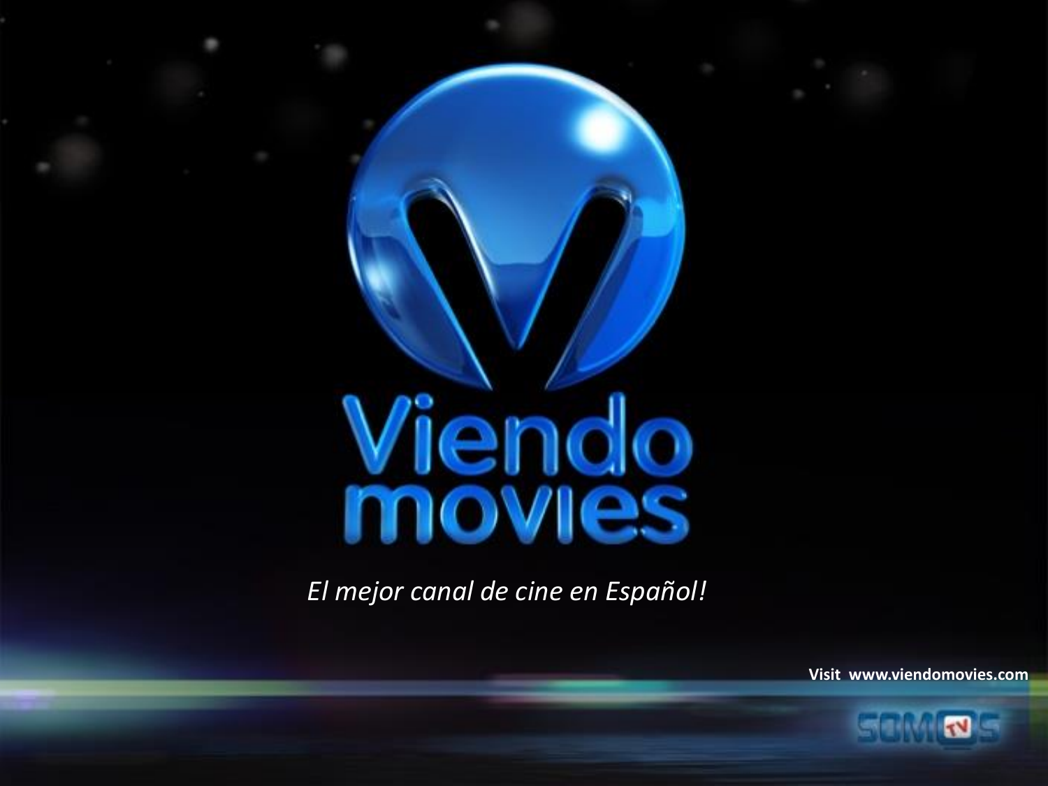Viendo movies

*El mejor canal de cine en Español!*

**Visit www.viendomovies.com**

SOMOS TV